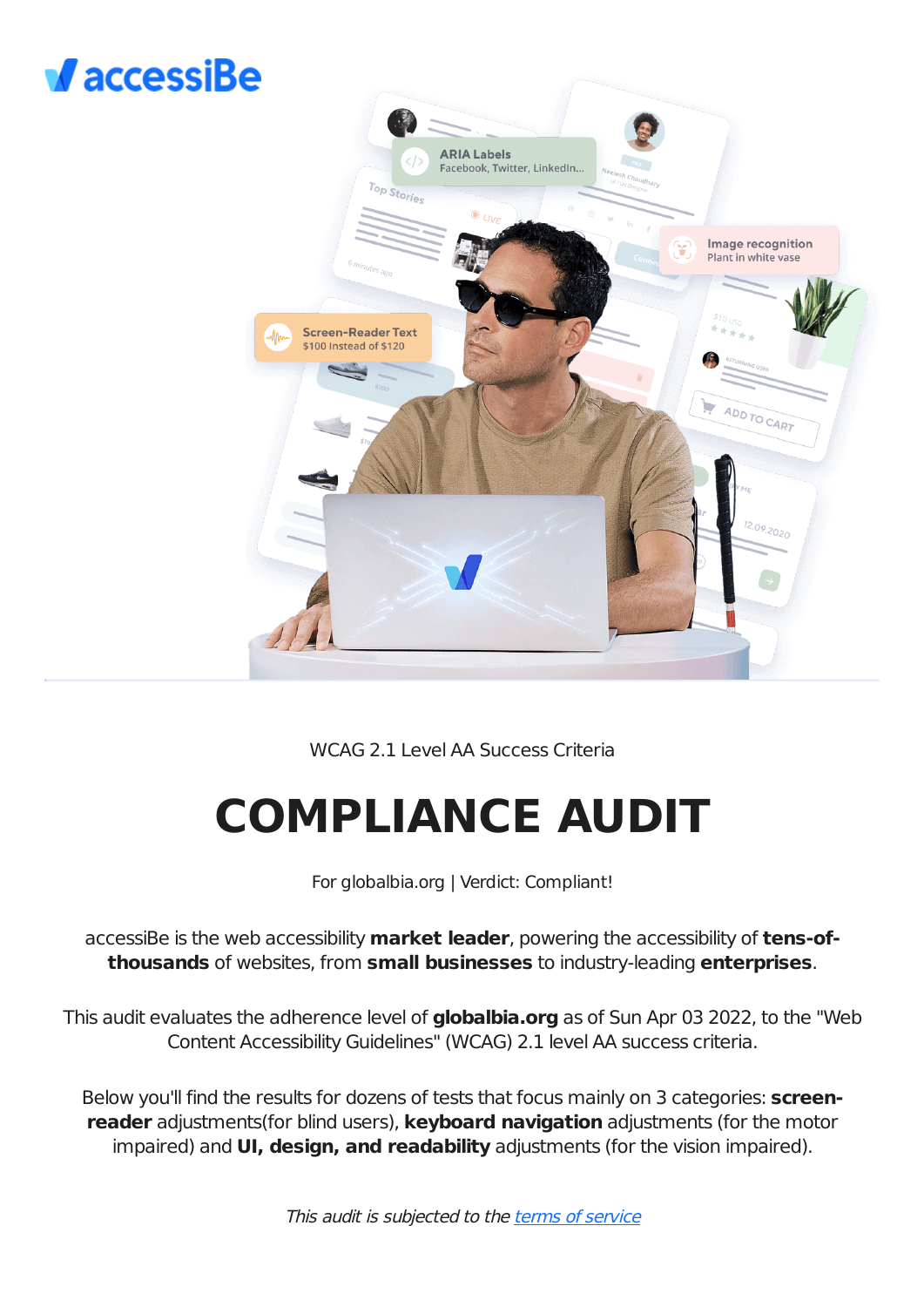accessiBe

WCAG 2.1 Level AA Success Criteria

# COMPLIANCE AUDIT

For globalbia.org | Verdict: Compliant!

accessiBe is the web accessibility **market leader**, powering the accessibility of **tens-of-thousands** of websites, from **small businesses** to industry-leading **enterprises**.

This audit evaluates the adherence level of **globalbia.org** as of Sun Apr 03 2022, to the "Web Content Accessibility Guidelines" (WCAG) 2.1 level AA success criteria.

Below you'll find the results for dozens of tests that focus mainly on 3 categories: **screen-reader** adjustments(for blind users), **keyboard navigation** adjustments (for the motor impaired) and **UI, design, and readability** adjustments (for the vision impaired).

*This audit is subjected to the [terms of service]*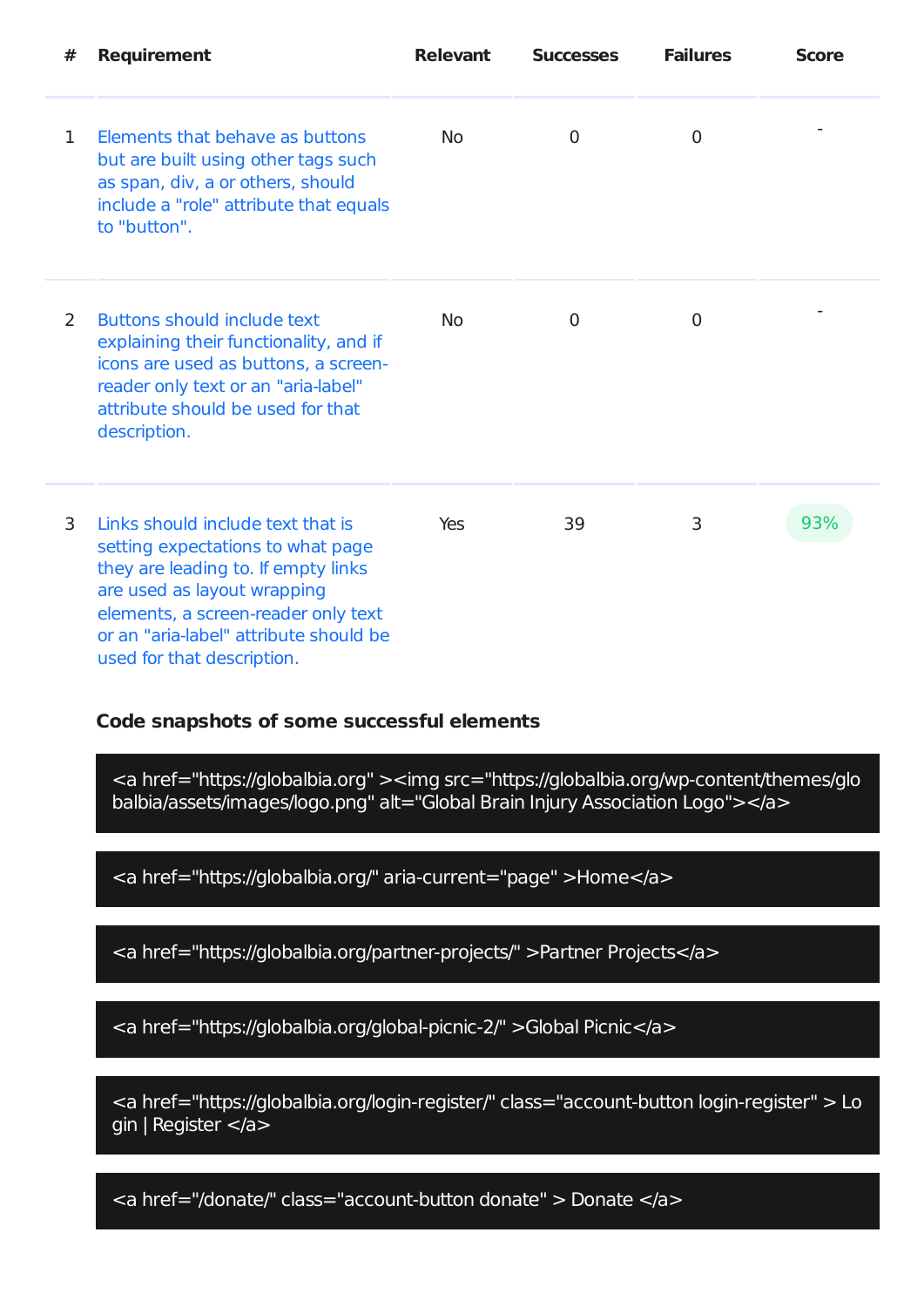| # | Requirement | Relevant | Successes | Failures | Score |
|---|---|---|---|---|---|
| 1 | Elements that behave as buttons but are built using other tags such as span, div, a or others, should include a "role" attribute that equals to "button". | No | 0 | 0 | - |
| 2 | Buttons should include text explaining their functionality, and if icons are used as buttons, a screen-reader only text or an "aria-label" attribute should be used for that description. | No | 0 | 0 | - |
| 3 | Links should include text that is setting expectations to what page they are leading to. If empty links are used as layout wrapping elements, a screen-reader only text or an "aria-label" attribute should be used for that description. | Yes | 39 | 3 | 93% |

**Code snapshots of some successful elements**

```
<a href="https://globalbia.org" ><img src="https://globalbia.org/wp-content/themes/globalbia/assets/images/logo.png" alt="Global Brain Injury Association Logo"></a>
```

```
<a href="https://globalbia.org/" aria-current="page" >Home</a>
```

```
<a href="https://globalbia.org/partner-projects/" >Partner Projects</a>
```

```
<a href="https://globalbia.org/global-picnic-2/" >Global Picnic</a>
```

```
<a href="https://globalbia.org/login-register/" class="account-button login-register" > Login | Register </a>
```

```
<a href="/donate/" class="account-button donate" > Donate </a>
```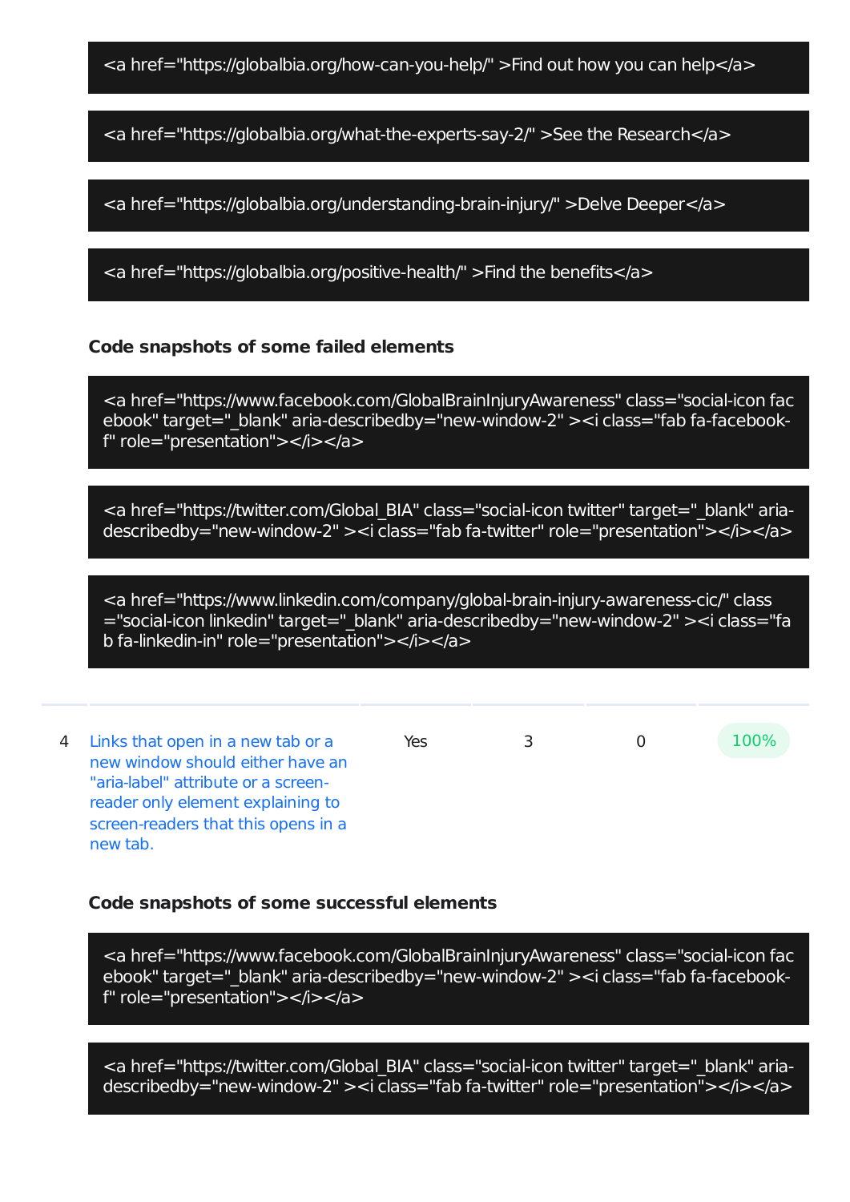```
<a href="https://globalbia.org/how-can-you-help/" >Find out how you can help</a>
```

```
<a href="https://globalbia.org/what-the-experts-say-2/" >See the Research</a>
```

```
<a href="https://globalbia.org/understanding-brain-injury/" >Delve Deeper</a>
```

```
<a href="https://globalbia.org/positive-health/" >Find the benefits</a>
```

**Code snapshots of some failed elements**

```
<a href="https://www.facebook.com/GlobalBrainInjuryAwareness" class="social-icon facebook" target="_blank" aria-describedby="new-window-2" ><i class="fab fa-facebook-f" role="presentation"></i></a>
```

```
<a href="https://twitter.com/Global_BIA" class="social-icon twitter" target="_blank" aria-describedby="new-window-2" ><i class="fab fa-twitter" role="presentation"></i></a>
```

```
<a href="https://www.linkedin.com/company/global-brain-injury-awareness-cic/" class="social-icon linkedin" target="_blank" aria-describedby="new-window-2" ><i class="fab fa-linkedin-in" role="presentation"></i></a>
```

| | | | | | |
|---|---|---|---|---|---|
| 4 | Links that open in a new tab or a new window should either have an "aria-label" attribute or a screen-reader only element explaining to screen-readers that this opens in a new tab. | Yes | 3 | 0 | 100% |

**Code snapshots of some successful elements**

```
<a href="https://www.facebook.com/GlobalBrainInjuryAwareness" class="social-icon facebook" target="_blank" aria-describedby="new-window-2" ><i class="fab fa-facebook-f" role="presentation"></i></a>
```

```
<a href="https://twitter.com/Global_BIA" class="social-icon twitter" target="_blank" aria-describedby="new-window-2" ><i class="fab fa-twitter" role="presentation"></i></a>
```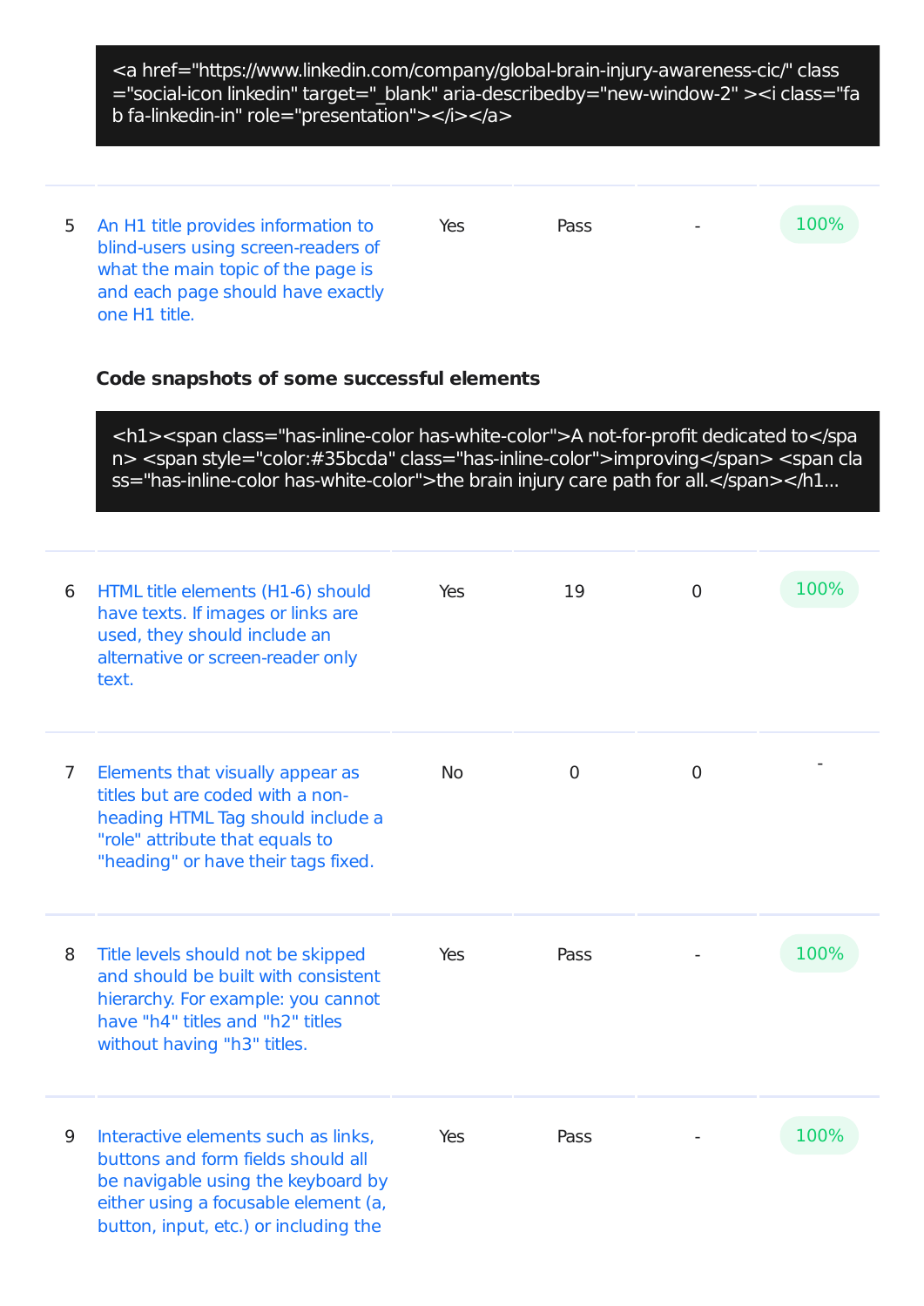```
<a href="https://www.linkedin.com/company/global-brain-injury-awareness-cic/" class="social-icon linkedin" target="_blank" aria-describedby="new-window-2" ><i class="fab fa-linkedin-in" role="presentation"></i></a>
```

| | | | | | |
|---|---|---|---|---|---|
| 5 | An H1 title provides information to blind-users using screen-readers of what the main topic of the page is and each page should have exactly one H1 title. | Yes | Pass | - | 100% |

**Code snapshots of some successful elements**

```
<h1><span class="has-inline-color has-white-color">A not-for-profit dedicated to</span> <span style="color:#35bcda" class="has-inline-color">improving</span> <span class="has-inline-color has-white-color">the brain injury care path for all.</span></h1...
```

| | | | | | |
|---|---|---|---|---|---|
| 6 | HTML title elements (H1-6) should have texts. If images or links are used, they should include an alternative or screen-reader only text. | Yes | 19 | 0 | 100% |
| 7 | Elements that visually appear as titles but are coded with a non-heading HTML Tag should include a "role" attribute that equals to "heading" or have their tags fixed. | No | 0 | 0 | - |
| 8 | Title levels should not be skipped and should be built with consistent hierarchy. For example: you cannot have "h4" titles and "h2" titles without having "h3" titles. | Yes | Pass | - | 100% |
| 9 | Interactive elements such as links, buttons and form fields should all be navigable using the keyboard by either using a focusable element (a, button, input, etc.) or including the | Yes | Pass | - | 100% |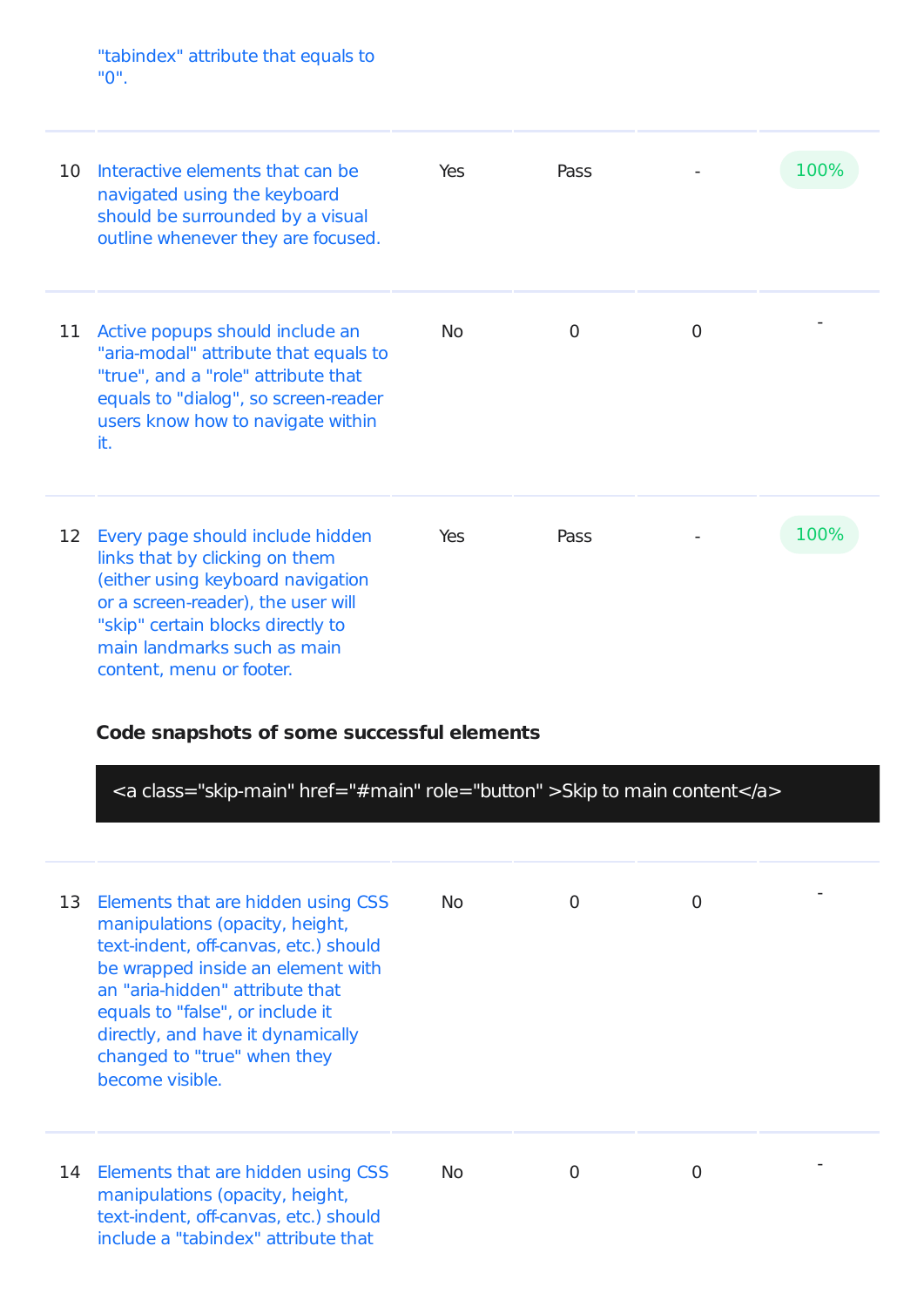| | | | | | |
|---|---|---|---|---|---|
| | "tabindex" attribute that equals to "0". | | | | |
| 10 | Interactive elements that can be navigated using the keyboard should be surrounded by a visual outline whenever they are focused. | Yes | Pass | - | 100% |
| 11 | Active popups should include an "aria-modal" attribute that equals to "true", and a "role" attribute that equals to "dialog", so screen-reader users know how to navigate within it. | No | 0 | 0 | - |
| 12 | Every page should include hidden links that by clicking on them (either using keyboard navigation or a screen-reader), the user will "skip" certain blocks directly to main landmarks such as main content, menu or footer. | Yes | Pass | - | 100% |

**Code snapshots of some successful elements**

```
<a class="skip-main" href="#main" role="button" >Skip to main content</a>
```

| | | | | | |
|---|---|---|---|---|---|
| 13 | Elements that are hidden using CSS manipulations (opacity, height, text-indent, off-canvas, etc.) should be wrapped inside an element with an "aria-hidden" attribute that equals to "false", or include it directly, and have it dynamically changed to "true" when they become visible. | No | 0 | 0 | - |
| 14 | Elements that are hidden using CSS manipulations (opacity, height, text-indent, off-canvas, etc.) should include a "tabindex" attribute that | No | 0 | 0 | - |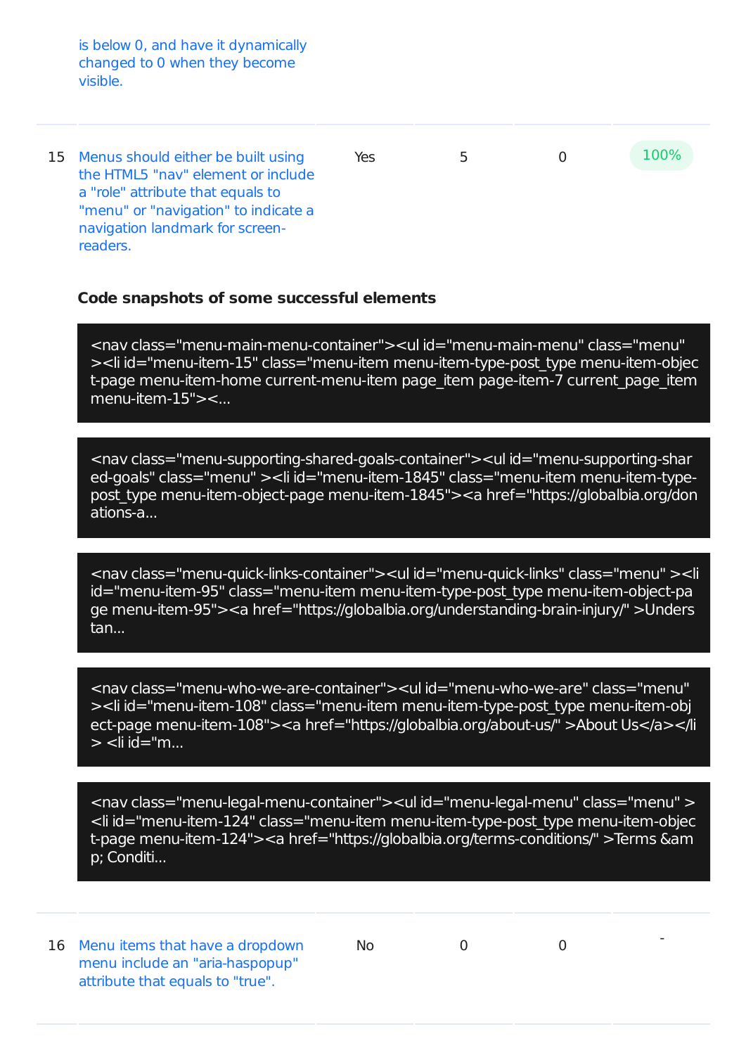| | | | | | |
|---|---|---|---|---|---|
| | is below 0, and have it dynamically changed to 0 when they become visible. | | | | |
| 15 | Menus should either be built using the HTML5 "nav" element or include a "role" attribute that equals to "menu" or "navigation" to indicate a navigation landmark for screen-readers. | Yes | 5 | 0 | 100% |

**Code snapshots of some successful elements**

```
<nav class="menu-main-menu-container"><ul id="menu-main-menu" class="menu" ><li id="menu-item-15" class="menu-item menu-item-type-post_type menu-item-object-page menu-item-home current-menu-item page_item page-item-7 current_page_item menu-item-15"><...
```

```
<nav class="menu-supporting-shared-goals-container"><ul id="menu-supporting-shared-goals" class="menu" ><li id="menu-item-1845" class="menu-item menu-item-type-post_type menu-item-object-page menu-item-1845"><a href="https://globalbia.org/donations-a...
```

```
<nav class="menu-quick-links-container"><ul id="menu-quick-links" class="menu" ><li id="menu-item-95" class="menu-item menu-item-type-post_type menu-item-object-page menu-item-95"><a href="https://globalbia.org/understanding-brain-injury/" >Understan...
```

```
<nav class="menu-who-we-are-container"><ul id="menu-who-we-are" class="menu" ><li id="menu-item-108" class="menu-item menu-item-type-post_type menu-item-object-page menu-item-108"><a href="https://globalbia.org/about-us/" >About Us</a></li> <li id="m...
```

```
<nav class="menu-legal-menu-container"><ul id="menu-legal-menu" class="menu" ><li id="menu-item-124" class="menu-item menu-item-type-post_type menu-item-object-page menu-item-124"><a href="https://globalbia.org/terms-conditions/" >Terms &amp; Conditi...
```

| | | | | | |
|---|---|---|---|---|---|
| 16 | Menu items that have a dropdown menu include an "aria-haspopup" attribute that equals to "true". | No | 0 | 0 | - |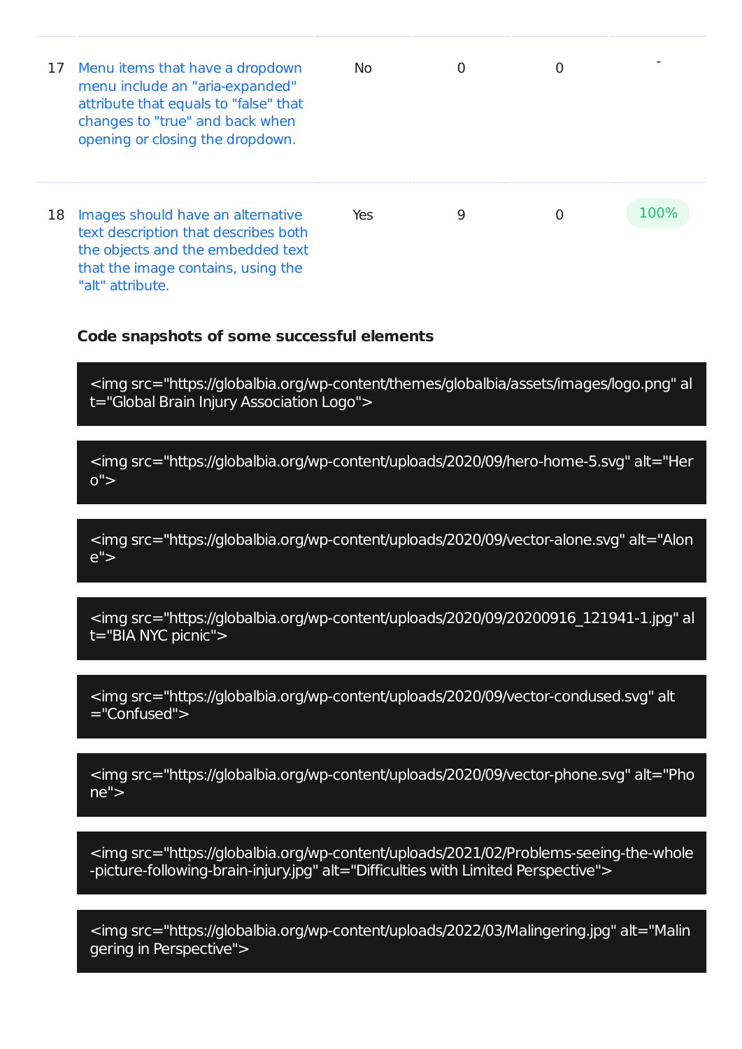| | | | | | |
|---|---|---|---|---|---|
| 17 | Menu items that have a dropdown menu include an "aria-expanded" attribute that equals to "false" that changes to "true" and back when opening or closing the dropdown. | No | 0 | 0 | - |
| 18 | Images should have an alternative text description that describes both the objects and the embedded text that the image contains, using the "alt" attribute. | Yes | 9 | 0 | 100% |

**Code snapshots of some successful elements**

```
<img src="https://globalbia.org/wp-content/themes/globalbia/assets/images/logo.png" alt="Global Brain Injury Association Logo">
```

```
<img src="https://globalbia.org/wp-content/uploads/2020/09/hero-home-5.svg" alt="Hero">
```

```
<img src="https://globalbia.org/wp-content/uploads/2020/09/vector-alone.svg" alt="Alone">
```

```
<img src="https://globalbia.org/wp-content/uploads/2020/09/20200916_121941-1.jpg" alt="BIA NYC picnic">
```

```
<img src="https://globalbia.org/wp-content/uploads/2020/09/vector-condused.svg" alt="Confused">
```

```
<img src="https://globalbia.org/wp-content/uploads/2020/09/vector-phone.svg" alt="Phone">
```

```
<img src="https://globalbia.org/wp-content/uploads/2021/02/Problems-seeing-the-whole-picture-following-brain-injury.jpg" alt="Difficulties with Limited Perspective">
```

```
<img src="https://globalbia.org/wp-content/uploads/2022/03/Malingering.jpg" alt="Malingering in Perspective">
```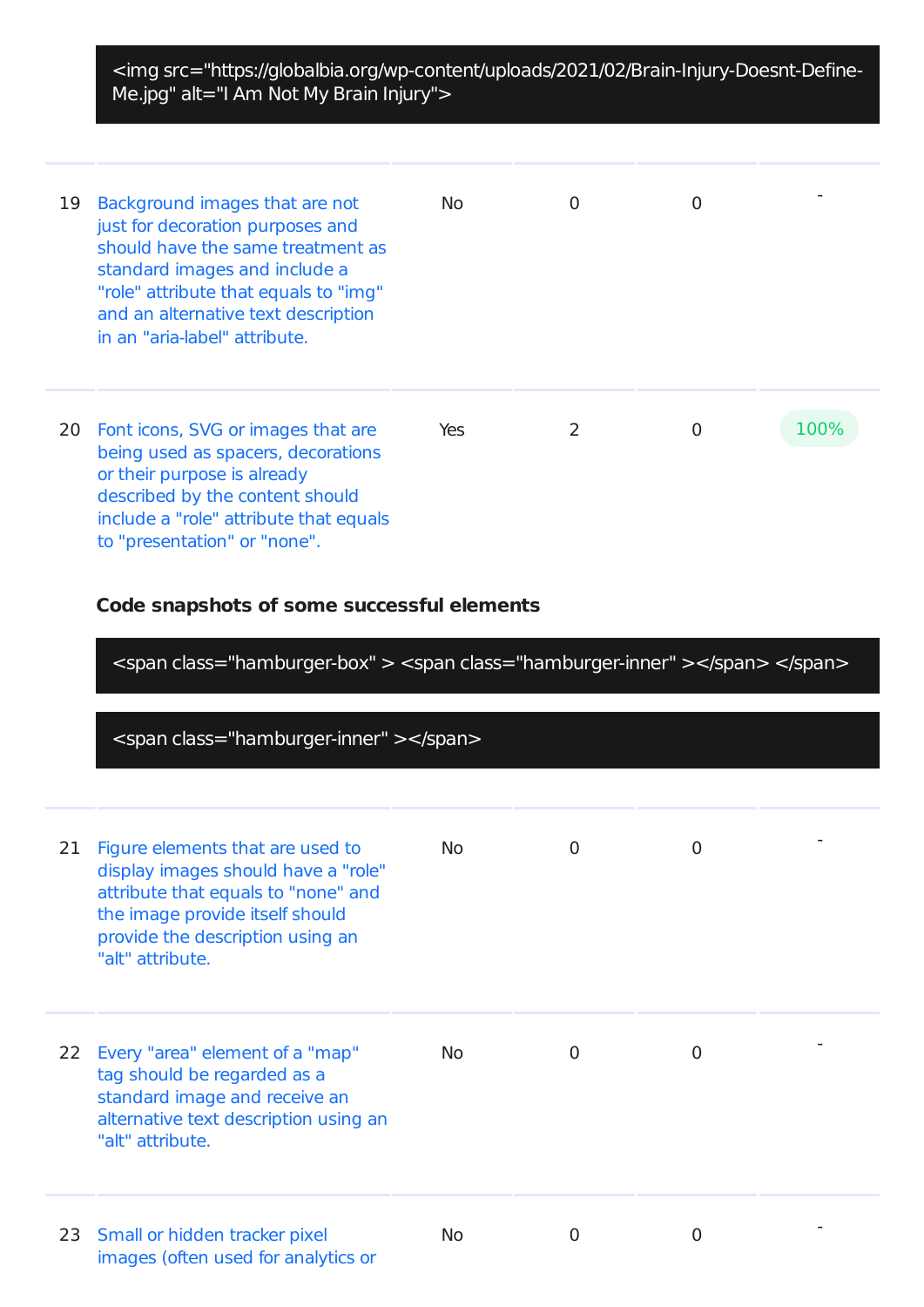```
<img src="https://globalbia.org/wp-content/uploads/2021/02/Brain-Injury-Doesnt-Define-Me.jpg" alt="I Am Not My Brain Injury">
```

| | | | | | |
|---|---|---|---|---|---|
| 19 | Background images that are not just for decoration purposes and should have the same treatment as standard images and include a "role" attribute that equals to "img" and an alternative text description in an "aria-label" attribute. | No | 0 | 0 | - |
| 20 | Font icons, SVG or images that are being used as spacers, decorations or their purpose is already described by the content should include a "role" attribute that equals to "presentation" or "none". | Yes | 2 | 0 | 100% |

**Code snapshots of some successful elements**

```
<span class="hamburger-box" > <span class="hamburger-inner" ></span> </span>
```

```
<span class="hamburger-inner" ></span>
```

| | | | | | |
|---|---|---|---|---|---|
| 21 | Figure elements that are used to display images should have a "role" attribute that equals to "none" and the image provide itself should provide the description using an "alt" attribute. | No | 0 | 0 | - |
| 22 | Every "area" element of a "map" tag should be regarded as a standard image and receive an alternative text description using an "alt" attribute. | No | 0 | 0 | - |
| 23 | Small or hidden tracker pixel images (often used for analytics or | No | 0 | 0 | - |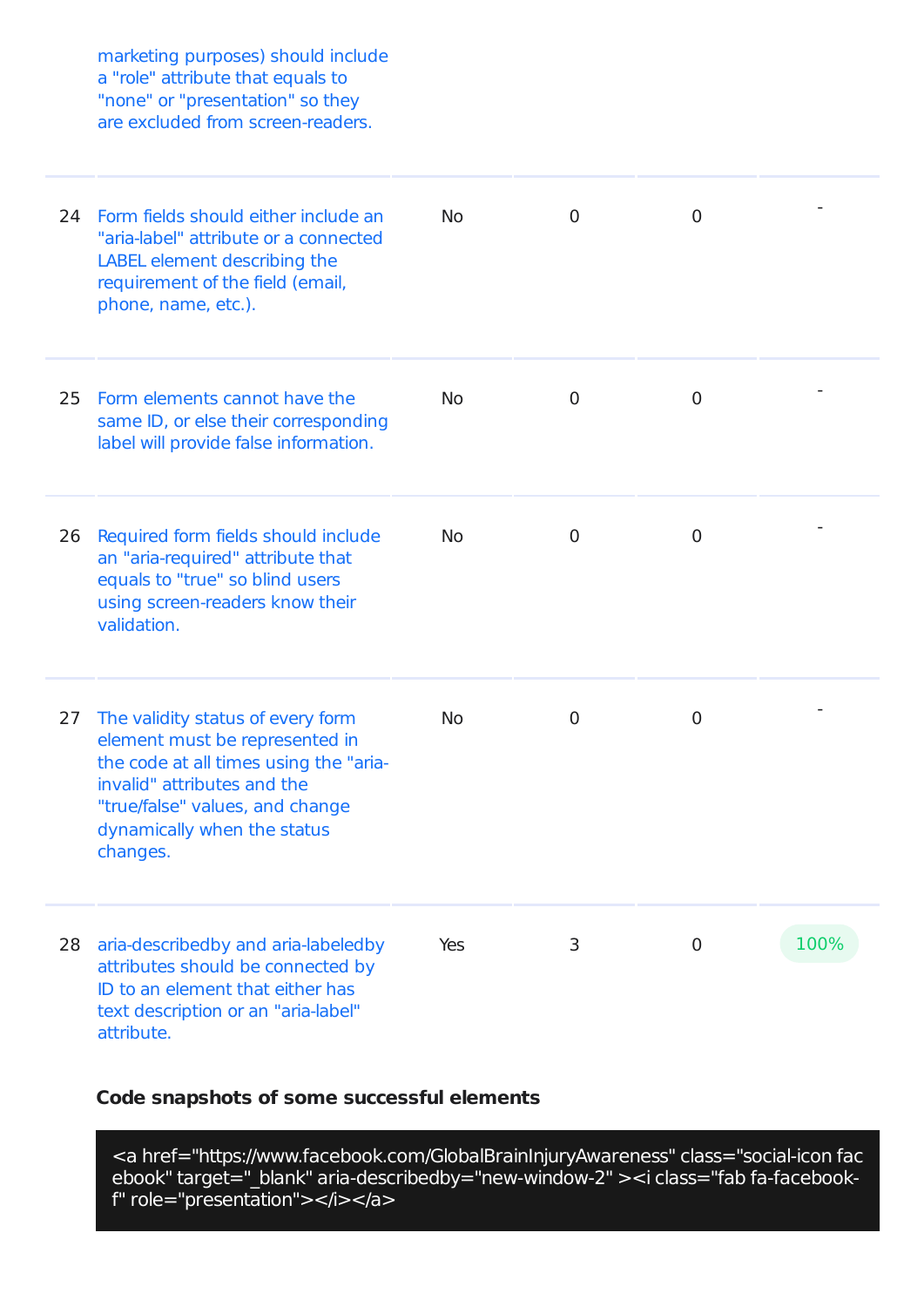| | | | | | |
|---|---|---|---|---|---|
| | marketing purposes) should include a "role" attribute that equals to "none" or "presentation" so they are excluded from screen-readers. | | | | |
| 24 | Form fields should either include an "aria-label" attribute or a connected LABEL element describing the requirement of the field (email, phone, name, etc.). | No | 0 | 0 | - |
| 25 | Form elements cannot have the same ID, or else their corresponding label will provide false information. | No | 0 | 0 | - |
| 26 | Required form fields should include an "aria-required" attribute that equals to "true" so blind users using screen-readers know their validation. | No | 0 | 0 | - |
| 27 | The validity status of every form element must be represented in the code at all times using the "aria-invalid" attributes and the "true/false" values, and change dynamically when the status changes. | No | 0 | 0 | - |
| 28 | aria-describedby and aria-labeledby attributes should be connected by ID to an element that either has text description or an "aria-label" attribute. | Yes | 3 | 0 | 100% |

**Code snapshots of some successful elements**

```
<a href="https://www.facebook.com/GlobalBrainInjuryAwareness" class="social-icon facebook" target="_blank" aria-describedby="new-window-2" ><i class="fab fa-facebook-f" role="presentation"></i></a>
```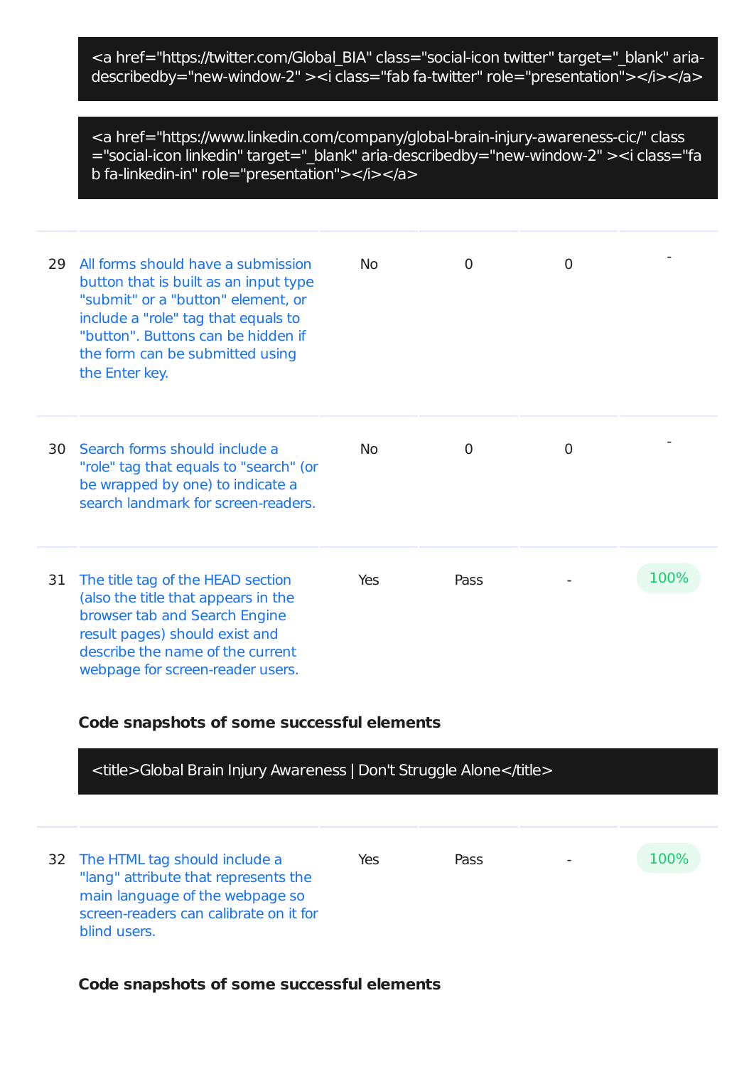```
<a href="https://twitter.com/Global_BIA" class="social-icon twitter" target="_blank" aria-describedby="new-window-2" ><i class="fab fa-twitter" role="presentation"></i></a>
```

```
<a href="https://www.linkedin.com/company/global-brain-injury-awareness-cic/" class="social-icon linkedin" target="_blank" aria-describedby="new-window-2" ><i class="fab fa-linkedin-in" role="presentation"></i></a>
```

| | | | | | |
|---|---|---|---|---|---|
| 29 | All forms should have a submission button that is built as an input type "submit" or a "button" element, or include a "role" tag that equals to "button". Buttons can be hidden if the form can be submitted using the Enter key. | No | 0 | 0 | - |
| 30 | Search forms should include a "role" tag that equals to "search" (or be wrapped by one) to indicate a search landmark for screen-readers. | No | 0 | 0 | - |
| 31 | The title tag of the HEAD section (also the title that appears in the browser tab and Search Engine result pages) should exist and describe the name of the current webpage for screen-reader users. | Yes | Pass | - | 100% |

**Code snapshots of some successful elements**

```
<title>Global Brain Injury Awareness | Don't Struggle Alone</title>
```

| | | | | | |
|---|---|---|---|---|---|
| 32 | The HTML tag should include a "lang" attribute that represents the main language of the webpage so screen-readers can calibrate on it for blind users. | Yes | Pass | - | 100% |

**Code snapshots of some successful elements**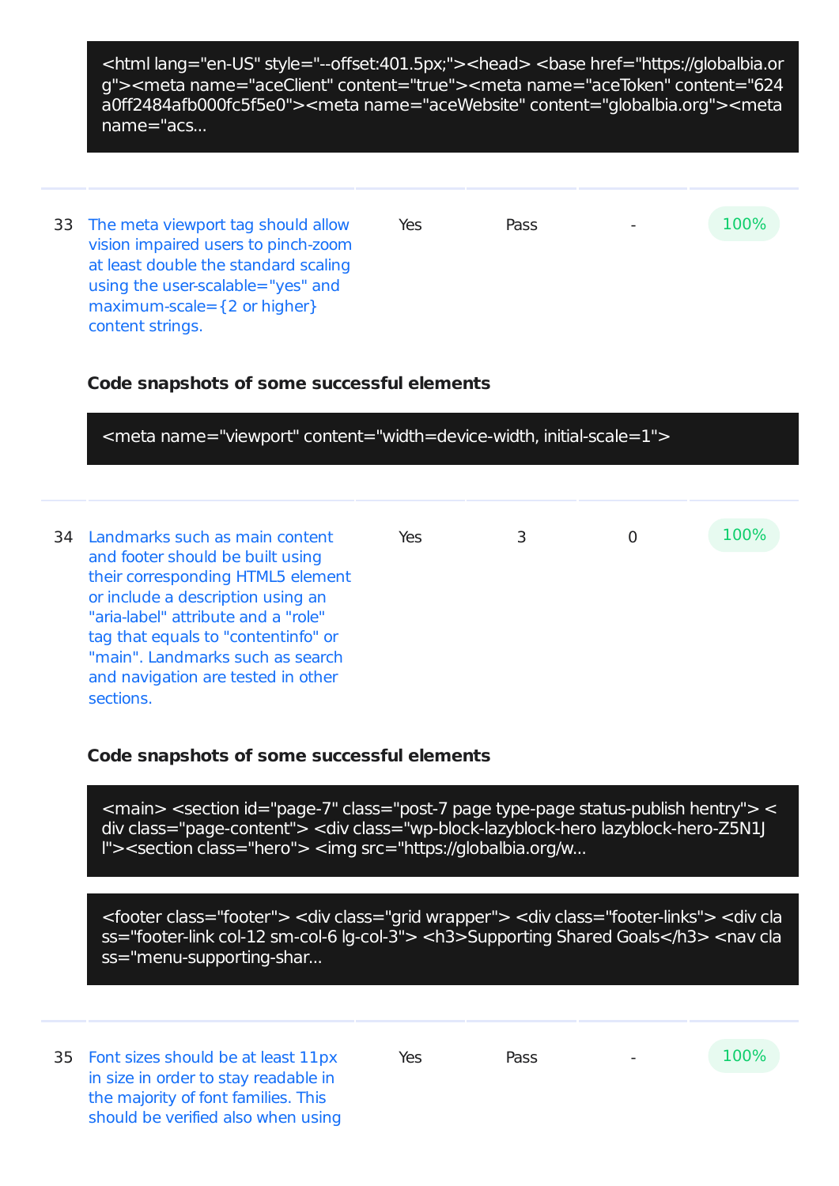```
<html lang="en-US" style="--offset:401.5px;"><head> <base href="https://globalbia.org"><meta name="aceClient" content="true"><meta name="aceToken" content="624a0ff2484afb000fc5f5e0"><meta name="aceWebsite" content="globalbia.org"><meta name="acs...
```

| | | | | | |
|---|---|---|---|---|---|
| 33 | The meta viewport tag should allow vision impaired users to pinch-zoom at least double the standard scaling using the user-scalable="yes" and maximum-scale={2 or higher} content strings. | Yes | Pass | - | 100% |

**Code snapshots of some successful elements**

```
<meta name="viewport" content="width=device-width, initial-scale=1">
```

| | | | | | |
|---|---|---|---|---|---|
| 34 | Landmarks such as main content and footer should be built using their corresponding HTML5 element or include a description using an "aria-label" attribute and a "role" tag that equals to "contentinfo" or "main". Landmarks such as search and navigation are tested in other sections. | Yes | 3 | 0 | 100% |

**Code snapshots of some successful elements**

```
<main> <section id="page-7" class="post-7 page type-page status-publish hentry"> <div class="page-content"> <div class="wp-block-lazyblock-hero lazyblock-hero-Z5N1Jl"><section class="hero"> <img src="https://globalbia.org/w...
```

```
<footer class="footer"> <div class="grid wrapper"> <div class="footer-links"> <div class="footer-link col-12 sm-col-6 lg-col-3"> <h3>Supporting Shared Goals</h3> <nav class="menu-supporting-shar...
```

| | | | | | |
|---|---|---|---|---|---|
| 35 | Font sizes should be at least 11px in size in order to stay readable in the majority of font families. This should be verified also when using | Yes | Pass | - | 100% |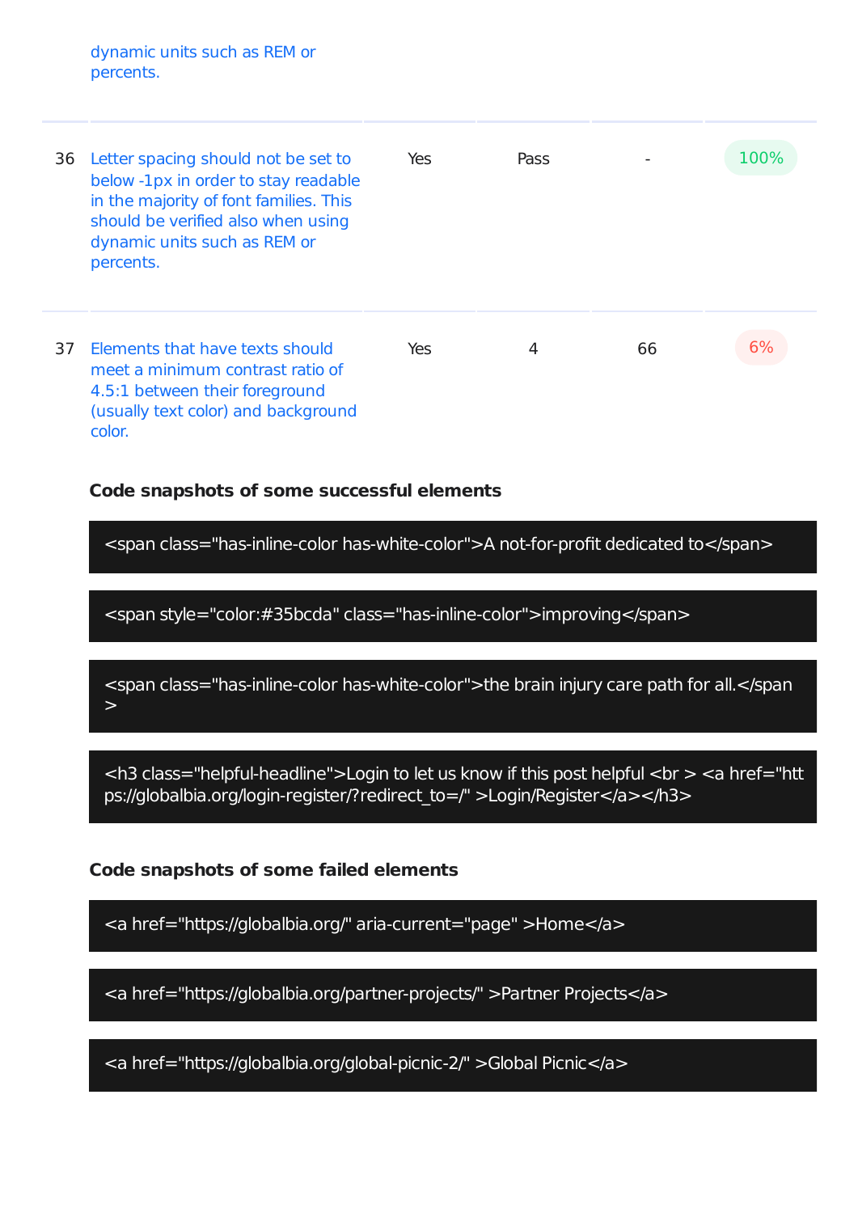| | | | | | |
|---|---|---|---|---|---|
| | dynamic units such as REM or percents. | | | | |
| 36 | Letter spacing should not be set to below -1px in order to stay readable in the majority of font families. This should be verified also when using dynamic units such as REM or percents. | Yes | Pass | - | 100% |
| 37 | Elements that have texts should meet a minimum contrast ratio of 4.5:1 between their foreground (usually text color) and background color. | Yes | 4 | 66 | 6% |

**Code snapshots of some successful elements**

```
<span class="has-inline-color has-white-color">A not-for-profit dedicated to</span>
```

```
<span style="color:#35bcda" class="has-inline-color">improving</span>
```

```
<span class="has-inline-color has-white-color">the brain injury care path for all.</span>
```

```
<h3 class="helpful-headline">Login to let us know if this post helpful <br > <a href="https://globalbia.org/login-register/?redirect_to=/" >Login/Register</a></h3>
```

**Code snapshots of some failed elements**

```
<a href="https://globalbia.org/" aria-current="page" >Home</a>
```

```
<a href="https://globalbia.org/partner-projects/" >Partner Projects</a>
```

```
<a href="https://globalbia.org/global-picnic-2/" >Global Picnic</a>
```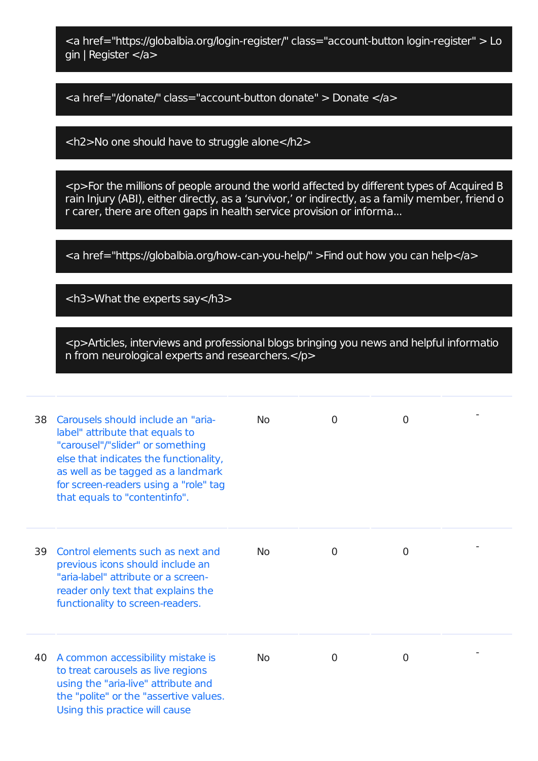```
<a href="https://globalbia.org/login-register/" class="account-button login-register" > Login | Register </a>
```

```
<a href="/donate/" class="account-button donate" > Donate </a>
```

```
<h2>No one should have to struggle alone</h2>
```

```
<p>For the millions of people around the world affected by different types of Acquired Brain Injury (ABI), either directly, as a ‘survivor,’ or indirectly, as a family member, friend or carer, there are often gaps in health service provision or informa...
```

```
<a href="https://globalbia.org/how-can-you-help/" >Find out how you can help</a>
```

```
<h3>What the experts say</h3>
```

```
<p>Articles, interviews and professional blogs bringing you news and helpful information from neurological experts and researchers.</p>
```

| | | | | | |
|---|---|---|---|---|---|
| 38 | Carousels should include an "aria-label" attribute that equals to "carousel"/"slider" or something else that indicates the functionality, as well as be tagged as a landmark for screen-readers using a "role" tag that equals to "contentinfo". | No | 0 | 0 | - |
| 39 | Control elements such as next and previous icons should include an "aria-label" attribute or a screen-reader only text that explains the functionality to screen-readers. | No | 0 | 0 | - |
| 40 | A common accessibility mistake is to treat carousels as live regions using the "aria-live" attribute and the "polite" or the "assertive values. Using this practice will cause | No | 0 | 0 | - |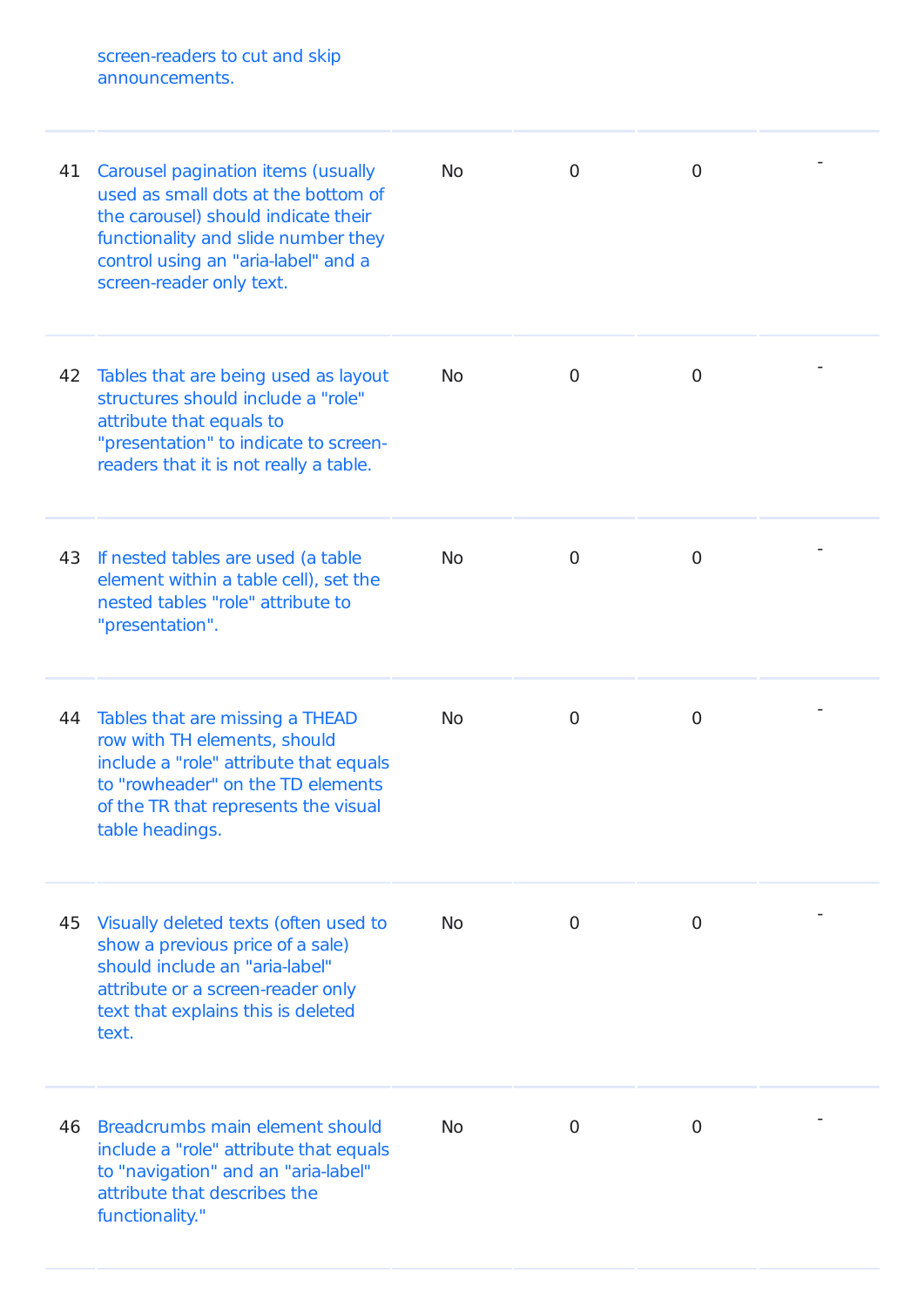|  | screen-readers to cut and skip announcements. |  |  |  |  |
|---|---|---|---|---|---|
| 41 | Carousel pagination items (usually used as small dots at the bottom of the carousel) should indicate their functionality and slide number they control using an "aria-label" and a screen-reader only text. | No | 0 | 0 | - |
| 42 | Tables that are being used as layout structures should include a "role" attribute that equals to "presentation" to indicate to screen-readers that it is not really a table. | No | 0 | 0 | - |
| 43 | If nested tables are used (a table element within a table cell), set the nested tables "role" attribute to "presentation". | No | 0 | 0 | - |
| 44 | Tables that are missing a THEAD row with TH elements, should include a "role" attribute that equals to "rowheader" on the TD elements of the TR that represents the visual table headings. | No | 0 | 0 | - |
| 45 | Visually deleted texts (often used to show a previous price of a sale) should include an "aria-label" attribute or a screen-reader only text that explains this is deleted text. | No | 0 | 0 | - |
| 46 | Breadcrumbs main element should include a "role" attribute that equals to "navigation" and an "aria-label" attribute that describes the functionality." | No | 0 | 0 | - |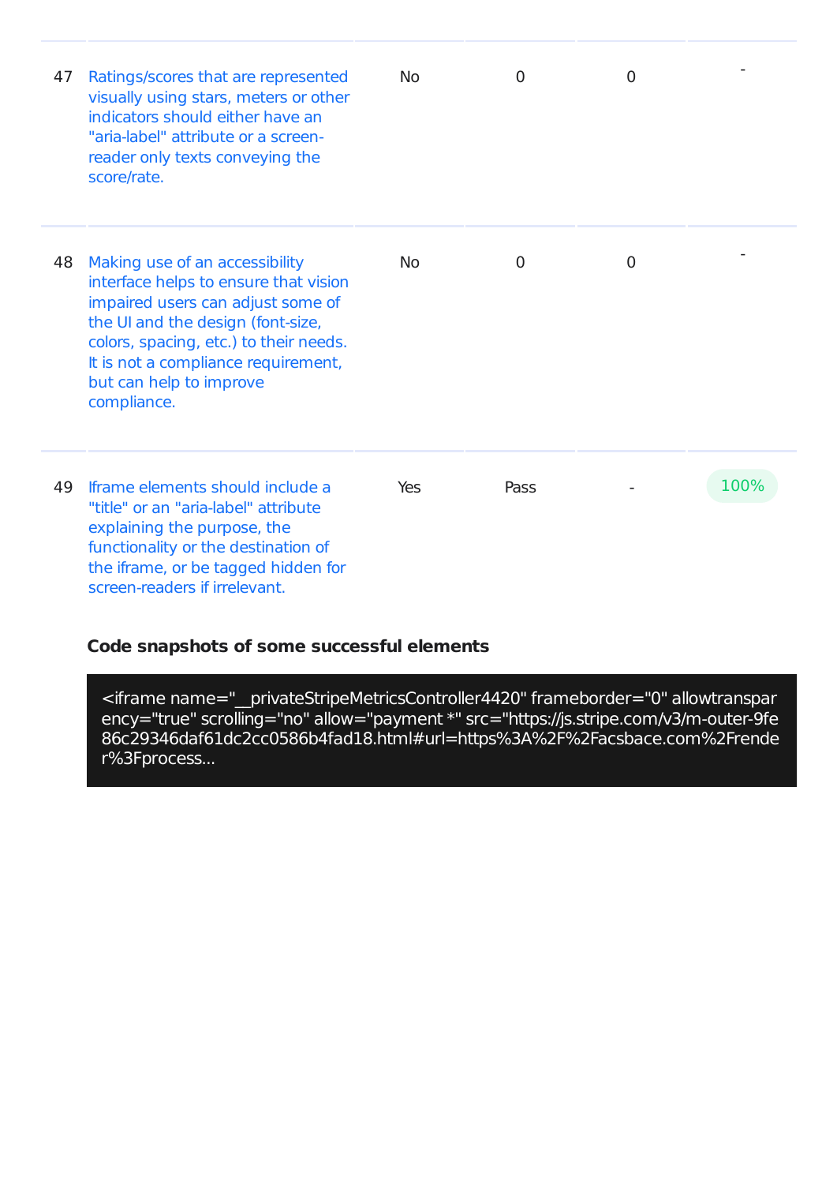| | | | | | |
|---|---|---|---|---|---|
| 47 | Ratings/scores that are represented visually using stars, meters or other indicators should either have an "aria-label" attribute or a screen-reader only texts conveying the score/rate. | No | 0 | 0 | - |
| 48 | Making use of an accessibility interface helps to ensure that vision impaired users can adjust some of the UI and the design (font-size, colors, spacing, etc.) to their needs. It is not a compliance requirement, but can help to improve compliance. | No | 0 | 0 | - |
| 49 | Iframe elements should include a "title" or an "aria-label" attribute explaining the purpose, the functionality or the destination of the iframe, or be tagged hidden for screen-readers if irrelevant. | Yes | Pass | - | 100% |

**Code snapshots of some successful elements**

```
<iframe name="__privateStripeMetricsController4420" frameborder="0" allowtransparency="true" scrolling="no" allow="payment *" src="https://js.stripe.com/v3/m-outer-9fe86c29346daf61dc2cc0586b4fad18.html#url=https%3A%2F%2Facsbace.com%2Frender%3Fprocess...
```